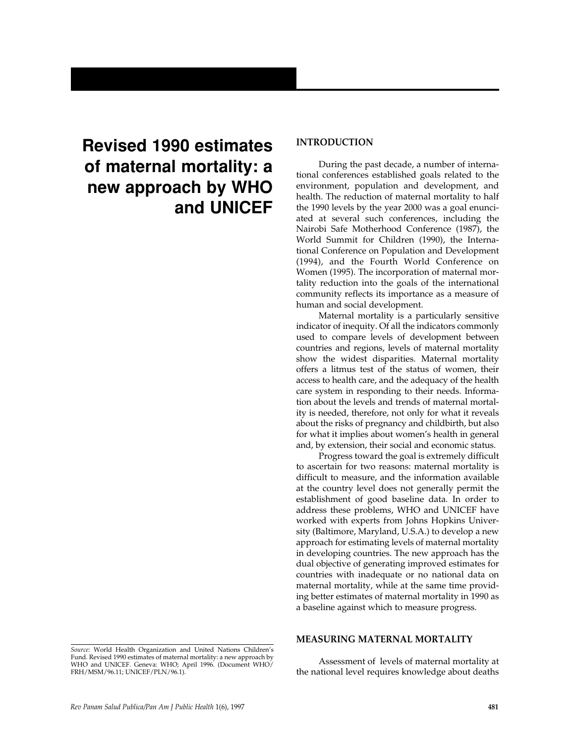# Revised 1990 estimates of maternal mortality: a new approach by WHO and UNICEF

## INTRODUCTION

During the past decade, a number of international conferences established goals related to the environment, population and development, and health. The reduction of maternal mortality to half the 1990 levels by the year 2000 was a goal enunciated at several such conferences, including the Nairobi Safe Motherhood Conference (1987), the World Summit for Children (1990), the International Conference on Population and Development (1994), and the Fourth World Conference on Women (1995). The incorporation of maternal mortality reduction into the goals of the international community reflects its importance as a measure of human and social development.

Maternal mortality is a particularly sensitive indicator of inequity. Of all the indicators commonly used to compare levels of development between countries and regions, levels of maternal mortality show the widest disparities. Maternal mortality offers a litmus test of the status of women, their access to health care, and the adequacy of the health care system in responding to their needs. Information about the levels and trends of maternal mortality is needed, therefore, not only for what it reveals about the risks of pregnancy and childbirth, but also for what it implies about women's health in general and, by extension, their social and economic status.

Progress toward the goal is extremely difficult to ascertain for two reasons: maternal mortality is difficult to measure, and the information available at the country level does not generally permit the establishment of good baseline data. In order to address these problems, WHO and UNICEF have worked with experts from Johns Hopkins University (Baltimore, Maryland, U.S.A.) to develop a new approach for estimating levels of maternal mortality in developing countries. The new approach has the dual objective of generating improved estimates for countries with inadequate or no national data on maternal mortality, while at the same time providing better estimates of maternal mortality in 1990 as a baseline against which to measure progress.

## MEASURING MATERNAL MORTALITY

Assessment of levels of maternal mortality at the national level requires knowledge about deaths

---

*Source:* World Health Organization and United Nations Children's Fund. Revised 1990 estimates of maternal mortality: a new approach by WHO and UNICEF. Geneva: WHO; April 1996. (Document WHO/FRH/MSM/96.11; UNICEF/PLN/96.1).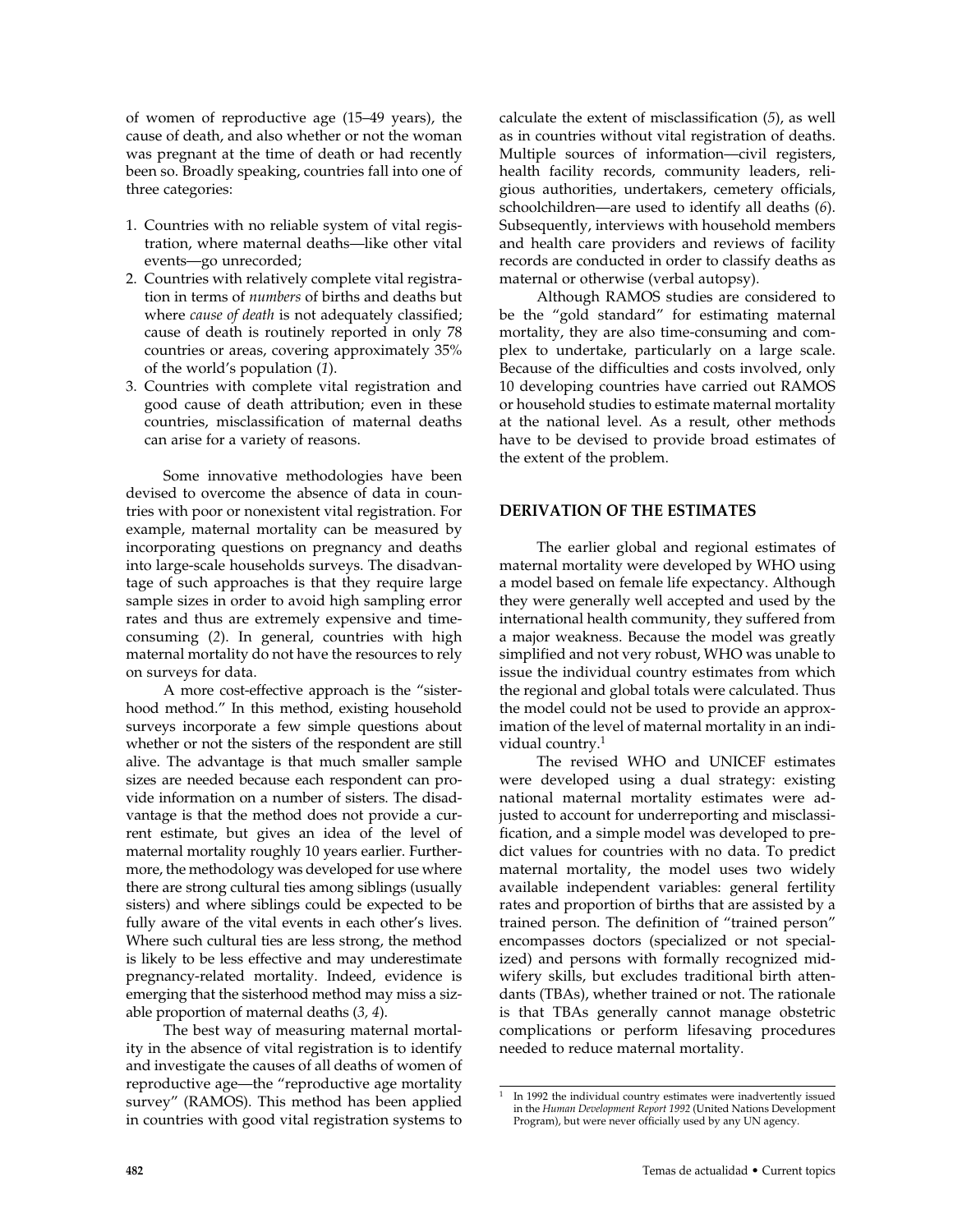of women of reproductive age (15–49 years), the cause of death, and also whether or not the woman was pregnant at the time of death or had recently been so. Broadly speaking, countries fall into one of three categories:

1. Countries with no reliable system of vital registration, where maternal deaths—like other vital events—go unrecorded;
2. Countries with relatively complete vital registration in terms of *numbers* of births and deaths but where *cause of death* is not adequately classified; cause of death is routinely reported in only 78 countries or areas, covering approximately 35% of the world's population (*1*).
3. Countries with complete vital registration and good cause of death attribution; even in these countries, misclassification of maternal deaths can arise for a variety of reasons.

Some innovative methodologies have been devised to overcome the absence of data in countries with poor or nonexistent vital registration. For example, maternal mortality can be measured by incorporating questions on pregnancy and deaths into large-scale households surveys. The disadvantage of such approaches is that they require large sample sizes in order to avoid high sampling error rates and thus are extremely expensive and time-consuming (*2*). In general, countries with high maternal mortality do not have the resources to rely on surveys for data.

A more cost-effective approach is the "sisterhood method." In this method, existing household surveys incorporate a few simple questions about whether or not the sisters of the respondent are still alive. The advantage is that much smaller sample sizes are needed because each respondent can provide information on a number of sisters. The disadvantage is that the method does not provide a current estimate, but gives an idea of the level of maternal mortality roughly 10 years earlier. Furthermore, the methodology was developed for use where there are strong cultural ties among siblings (usually sisters) and where siblings could be expected to be fully aware of the vital events in each other's lives. Where such cultural ties are less strong, the method is likely to be less effective and may underestimate pregnancy-related mortality. Indeed, evidence is emerging that the sisterhood method may miss a sizable proportion of maternal deaths (*3, 4*).

The best way of measuring maternal mortality in the absence of vital registration is to identify and investigate the causes of all deaths of women of reproductive age—the "reproductive age mortality survey" (RAMOS). This method has been applied in countries with good vital registration systems to calculate the extent of misclassification (*5*), as well as in countries without vital registration of deaths. Multiple sources of information—civil registers, health facility records, community leaders, religious authorities, undertakers, cemetery officials, schoolchildren—are used to identify all deaths (*6*). Subsequently, interviews with household members and health care providers and reviews of facility records are conducted in order to classify deaths as maternal or otherwise (verbal autopsy).

Although RAMOS studies are considered to be the "gold standard" for estimating maternal mortality, they are also time-consuming and complex to undertake, particularly on a large scale. Because of the difficulties and costs involved, only 10 developing countries have carried out RAMOS or household studies to estimate maternal mortality at the national level. As a result, other methods have to be devised to provide broad estimates of the extent of the problem.

## DERIVATION OF THE ESTIMATES

The earlier global and regional estimates of maternal mortality were developed by WHO using a model based on female life expectancy. Although they were generally well accepted and used by the international health community, they suffered from a major weakness. Because the model was greatly simplified and not very robust, WHO was unable to issue the individual country estimates from which the regional and global totals were calculated. Thus the model could not be used to provide an approximation of the level of maternal mortality in an individual country.[1]

The revised WHO and UNICEF estimates were developed using a dual strategy: existing national maternal mortality estimates were adjusted to account for underreporting and misclassification, and a simple model was developed to predict values for countries with no data. To predict maternal mortality, the model uses two widely available independent variables: general fertility rates and proportion of births that are assisted by a trained person. The definition of "trained person" encompasses doctors (specialized or not specialized) and persons with formally recognized midwifery skills, but excludes traditional birth attendants (TBAs), whether trained or not. The rationale is that TBAs generally cannot manage obstetric complications or perform lifesaving procedures needed to reduce maternal mortality.

[1] In 1992 the individual country estimates were inadvertently issued in the *Human Development Report 1992* (United Nations Development Program), but were never officially used by any UN agency.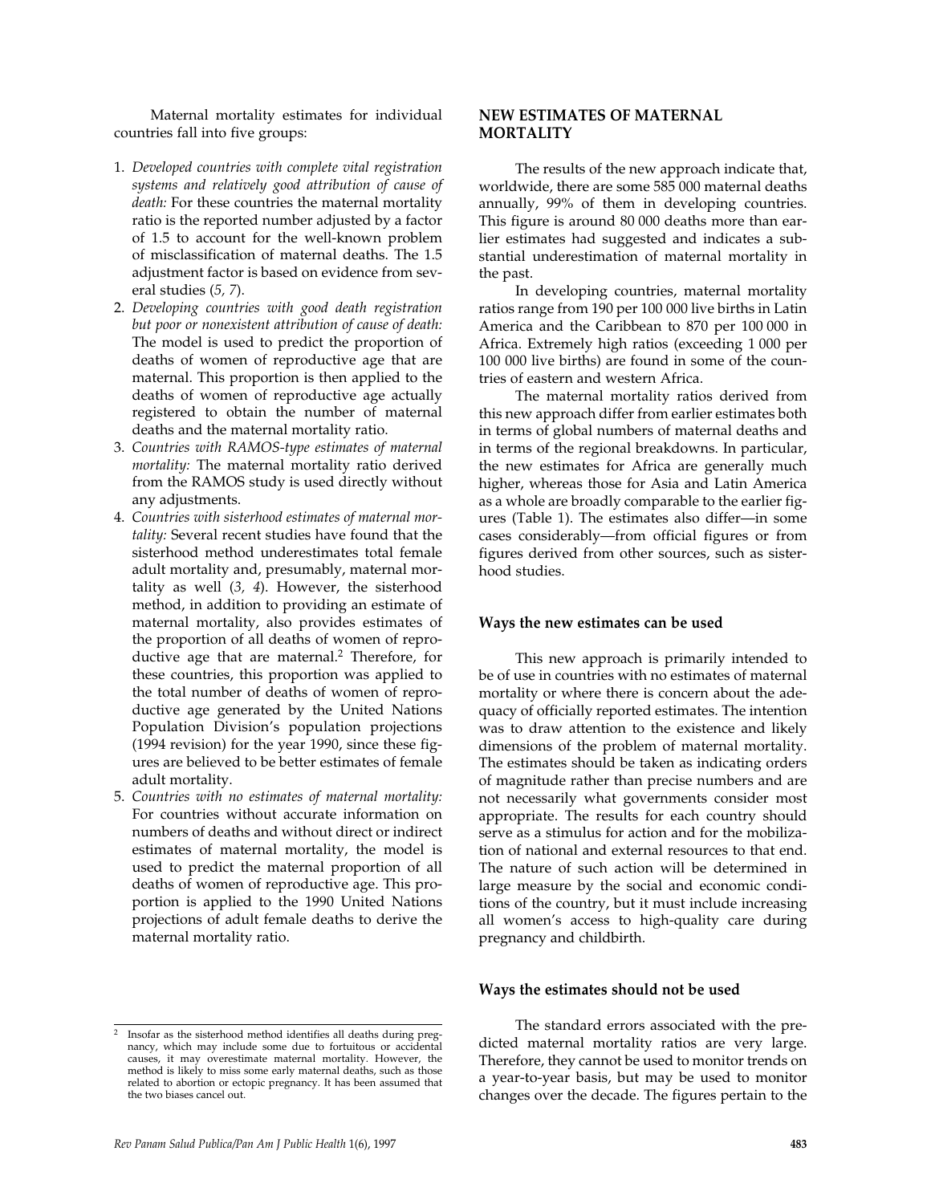Maternal mortality estimates for individual countries fall into five groups:

1. *Developed countries with complete vital registration systems and relatively good attribution of cause of death:* For these countries the maternal mortality ratio is the reported number adjusted by a factor of 1.5 to account for the well-known problem of misclassification of maternal deaths. The 1.5 adjustment factor is based on evidence from several studies (*5, 7*).
2. *Developing countries with good death registration but poor or nonexistent attribution of cause of death:* The model is used to predict the proportion of deaths of women of reproductive age that are maternal. This proportion is then applied to the deaths of women of reproductive age actually registered to obtain the number of maternal deaths and the maternal mortality ratio.
3. *Countries with RAMOS-type estimates of maternal mortality:* The maternal mortality ratio derived from the RAMOS study is used directly without any adjustments.
4. *Countries with sisterhood estimates of maternal mortality:* Several recent studies have found that the sisterhood method underestimates total female adult mortality and, presumably, maternal mortality as well (*3, 4*). However, the sisterhood method, in addition to providing an estimate of maternal mortality, also provides estimates of the proportion of all deaths of women of reproductive age that are maternal.[2] Therefore, for these countries, this proportion was applied to the total number of deaths of women of reproductive age generated by the United Nations Population Division's population projections (1994 revision) for the year 1990, since these figures are believed to be better estimates of female adult mortality.
5. *Countries with no estimates of maternal mortality:* For countries without accurate information on numbers of deaths and without direct or indirect estimates of maternal mortality, the model is used to predict the maternal proportion of all deaths of women of reproductive age. This proportion is applied to the 1990 United Nations projections of adult female deaths to derive the maternal mortality ratio.

[2] Insofar as the sisterhood method identifies all deaths during pregnancy, which may include some due to fortuitous or accidental causes, it may overestimate maternal mortality. However, the method is likely to miss some early maternal deaths, such as those related to abortion or ectopic pregnancy. It has been assumed that the two biases cancel out.

## NEW ESTIMATES OF MATERNAL MORTALITY

The results of the new approach indicate that, worldwide, there are some 585 000 maternal deaths annually, 99% of them in developing countries. This figure is around 80 000 deaths more than earlier estimates had suggested and indicates a substantial underestimation of maternal mortality in the past.

In developing countries, maternal mortality ratios range from 190 per 100 000 live births in Latin America and the Caribbean to 870 per 100 000 in Africa. Extremely high ratios (exceeding 1 000 per 100 000 live births) are found in some of the countries of eastern and western Africa.

The maternal mortality ratios derived from this new approach differ from earlier estimates both in terms of global numbers of maternal deaths and in terms of the regional breakdowns. In particular, the new estimates for Africa are generally much higher, whereas those for Asia and Latin America as a whole are broadly comparable to the earlier figures (Table 1). The estimates also differ—in some cases considerably—from official figures or from figures derived from other sources, such as sisterhood studies.

### Ways the new estimates can be used

This new approach is primarily intended to be of use in countries with no estimates of maternal mortality or where there is concern about the adequacy of officially reported estimates. The intention was to draw attention to the existence and likely dimensions of the problem of maternal mortality. The estimates should be taken as indicating orders of magnitude rather than precise numbers and are not necessarily what governments consider most appropriate. The results for each country should serve as a stimulus for action and for the mobilization of national and external resources to that end. The nature of such action will be determined in large measure by the social and economic conditions of the country, but it must include increasing all women's access to high-quality care during pregnancy and childbirth.

### Ways the estimates should not be used

The standard errors associated with the predicted maternal mortality ratios are very large. Therefore, they cannot be used to monitor trends on a year-to-year basis, but may be used to monitor changes over the decade. The figures pertain to the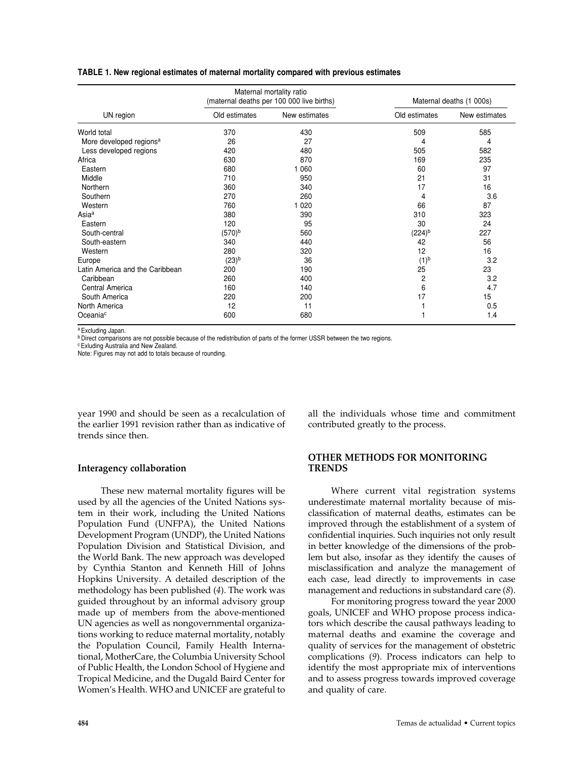**TABLE 1. New regional estimates of maternal mortality compared with previous estimates**

| UN region | Maternal mortality ratio (maternal deaths per 100 000 live births) | | Maternal deaths (1 000s) | |
|---|---|---|---|---|
| | Old estimates | New estimates | Old estimates | New estimates |
| World total | 370 | 430 | 509 | 585 |
| More developed regions[a] | 26 | 27 | 4 | 4 |
| Less developed regions | 420 | 480 | 505 | 582 |
| Africa | 630 | 870 | 169 | 235 |
| Eastern | 680 | 1 060 | 60 | 97 |
| Middle | 710 | 950 | 21 | 31 |
| Northern | 360 | 340 | 17 | 16 |
| Southern | 270 | 260 | 4 | 3.6 |
| Western | 760 | 1 020 | 66 | 87 |
| Asia[a] | 380 | 390 | 310 | 323 |
| Eastern | 120 | 95 | 30 | 24 |
| South-central | (570)[b] | 560 | (224)[b] | 227 |
| South-eastern | 340 | 440 | 42 | 56 |
| Western | 280 | 320 | 12 | 16 |
| Europe | (23)[b] | 36 | (1)[b] | 3.2 |
| Latin America and the Caribbean | 200 | 190 | 25 | 23 |
| Caribbean | 260 | 400 | 2 | 3.2 |
| Central America | 160 | 140 | 6 | 4.7 |
| South America | 220 | 200 | 17 | 15 |
| North America | 12 | 11 | 1 | 0.5 |
| Oceania[c] | 600 | 680 | 1 | 1.4 |

[a] Excluding Japan.
[b] Direct comparisons are not possible because of the redistribution of parts of the former USSR between the two regions.
[c] Exluding Australia and New Zealand.
Note: Figures may not add to totals because of rounding.

year 1990 and should be seen as a recalculation of the earlier 1991 revision rather than as indicative of trends since then.

### Interagency collaboration

These new maternal mortality figures will be used by all the agencies of the United Nations system in their work, including the United Nations Population Fund (UNFPA), the United Nations Development Program (UNDP), the United Nations Population Division and Statistical Division, and the World Bank. The new approach was developed by Cynthia Stanton and Kenneth Hill of Johns Hopkins University. A detailed description of the methodology has been published (*4*). The work was guided throughout by an informal advisory group made up of members from the above-mentioned UN agencies as well as nongovernmental organizations working to reduce maternal mortality, notably the Population Council, Family Health International, MotherCare, the Columbia University School of Public Health, the London School of Hygiene and Tropical Medicine, and the Dugald Baird Center for Women's Health. WHO and UNICEF are grateful to all the individuals whose time and commitment contributed greatly to the process.

## OTHER METHODS FOR MONITORING TRENDS

Where current vital registration systems underestimate maternal mortality because of misclassification of maternal deaths, estimates can be improved through the establishment of a system of confidential inquiries. Such inquiries not only result in better knowledge of the dimensions of the problem but also, insofar as they identify the causes of misclassification and analyze the management of each case, lead directly to improvements in case management and reductions in substandard care (*8*).

For monitoring progress toward the year 2000 goals, UNICEF and WHO propose process indicators which describe the causal pathways leading to maternal deaths and examine the coverage and quality of services for the management of obstetric complications (*9*). Process indicators can help to identify the most appropriate mix of interventions and to assess progress towards improved coverage and quality of care.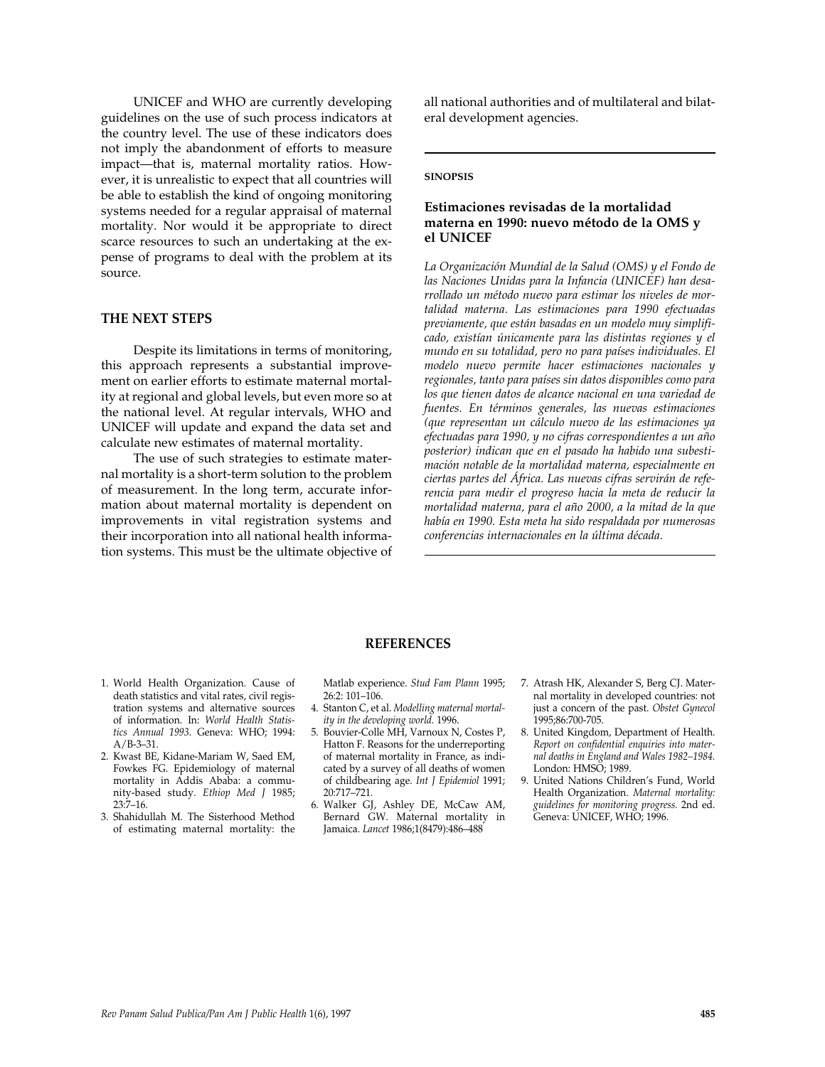UNICEF and WHO are currently developing guidelines on the use of such process indicators at the country level. The use of these indicators does not imply the abandonment of efforts to measure impact—that is, maternal mortality ratios. However, it is unrealistic to expect that all countries will be able to establish the kind of ongoing monitoring systems needed for a regular appraisal of maternal mortality. Nor would it be appropriate to direct scarce resources to such an undertaking at the expense of programs to deal with the problem at its source.

## THE NEXT STEPS

Despite its limitations in terms of monitoring, this approach represents a substantial improvement on earlier efforts to estimate maternal mortality at regional and global levels, but even more so at the national level. At regular intervals, WHO and UNICEF will update and expand the data set and calculate new estimates of maternal mortality.

The use of such strategies to estimate maternal mortality is a short-term solution to the problem of measurement. In the long term, accurate information about maternal mortality is dependent on improvements in vital registration systems and their incorporation into all national health information systems. This must be the ultimate objective of all national authorities and of multilateral and bilateral development agencies.

---

**SINOPSIS**

### Estimaciones revisadas de la mortalidad materna en 1990: nuevo método de la OMS y el UNICEF

*La Organización Mundial de la Salud (OMS) y el Fondo de las Naciones Unidas para la Infancia (UNICEF) han desarrollado un método nuevo para estimar los niveles de mortalidad materna. Las estimaciones para 1990 efectuadas previamente, que están basadas en un modelo muy simplificado, existían únicamente para las distintas regiones y el mundo en su totalidad, pero no para países individuales. El modelo nuevo permite hacer estimaciones nacionales y regionales, tanto para países sin datos disponibles como para los que tienen datos de alcance nacional en una variedad de fuentes. En términos generales, las nuevas estimaciones (que representan un cálculo nuevo de las estimaciones ya efectuadas para 1990, y no cifras correspondientes a un año posterior) indican que en el pasado ha habido una subestimación notable de la mortalidad materna, especialmente en ciertas partes del África. Las nuevas cifras servirán de referencia para medir el progreso hacia la meta de reducir la mortalidad materna, para el año 2000, a la mitad de la que había en 1990. Esta meta ha sido respaldada por numerosas conferencias internacionales en la última década.*

---

## REFERENCES

1. World Health Organization. Cause of death statistics and vital rates, civil registration systems and alternative sources of information. In: *World Health Statistics Annual 1993.* Geneva: WHO; 1994: A/B-3–31.
2. Kwast BE, Kidane-Mariam W, Saed EM, Fowkes FG. Epidemiology of maternal mortality in Addis Ababa: a community-based study. *Ethiop Med J* 1985; 23:7–16.
3. Shahidullah M. The Sisterhood Method of estimating maternal mortality: the Matlab experience. *Stud Fam Plann* 1995; 26:2: 101–106.
4. Stanton C, et al. *Modelling maternal mortality in the developing world.* 1996.
5. Bouvier-Colle MH, Varnoux N, Costes P, Hatton F. Reasons for the underreporting of maternal mortality in France, as indicated by a survey of all deaths of women of childbearing age. *Int J Epidemiol* 1991; 20:717–721.
6. Walker GJ, Ashley DE, McCaw AM, Bernard GW. Maternal mortality in Jamaica. *Lancet* 1986;1(8479):486–488
7. Atrash HK, Alexander S, Berg CJ. Maternal mortality in developed countries: not just a concern of the past. *Obstet Gynecol* 1995;86:700-705.
8. United Kingdom, Department of Health. *Report on confidential enquiries into maternal deaths in England and Wales 1982–1984.* London: HMSO; 1989.
9. United Nations Children's Fund, World Health Organization. *Maternal mortality: guidelines for monitoring progress.* 2nd ed. Geneva: UNICEF, WHO; 1996.